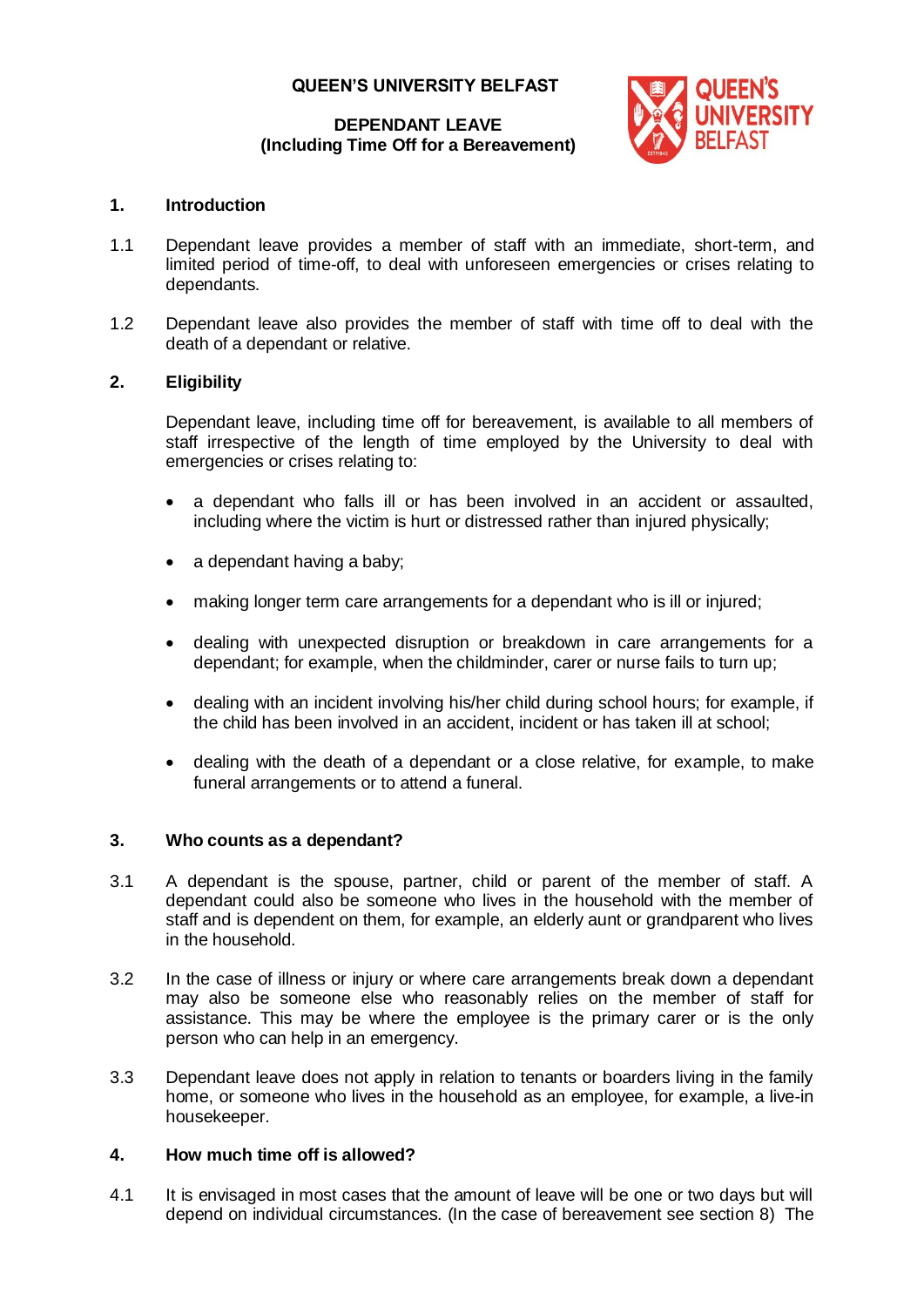**QUEEN'S UNIVERSITY BELFAST**

# DEPENDANT LEAVE
## (Including Time Off for a Bereavement)

## 1. Introduction

1.1 Dependant leave provides a member of staff with an immediate, short-term, and limited period of time-off, to deal with unforeseen emergencies or crises relating to dependants.

1.2 Dependant leave also provides the member of staff with time off to deal with the death of a dependant or relative.

## 2. Eligibility

Dependant leave, including time off for bereavement, is available to all members of staff irrespective of the length of time employed by the University to deal with emergencies or crises relating to:

- a dependant who falls ill or has been involved in an accident or assaulted, including where the victim is hurt or distressed rather than injured physically;
- a dependant having a baby;
- making longer term care arrangements for a dependant who is ill or injured;
- dealing with unexpected disruption or breakdown in care arrangements for a dependant; for example, when the childminder, carer or nurse fails to turn up;
- dealing with an incident involving his/her child during school hours; for example, if the child has been involved in an accident, incident or has taken ill at school;
- dealing with the death of a dependant or a close relative, for example, to make funeral arrangements or to attend a funeral.

## 3. Who counts as a dependant?

3.1 A dependant is the spouse, partner, child or parent of the member of staff. A dependant could also be someone who lives in the household with the member of staff and is dependent on them, for example, an elderly aunt or grandparent who lives in the household.

3.2 In the case of illness or injury or where care arrangements break down a dependant may also be someone else who reasonably relies on the member of staff for assistance. This may be where the employee is the primary carer or is the only person who can help in an emergency.

3.3 Dependant leave does not apply in relation to tenants or boarders living in the family home, or someone who lives in the household as an employee, for example, a live-in housekeeper.

## 4. How much time off is allowed?

4.1 It is envisaged in most cases that the amount of leave will be one or two days but will depend on individual circumstances. (In the case of bereavement see section 8) The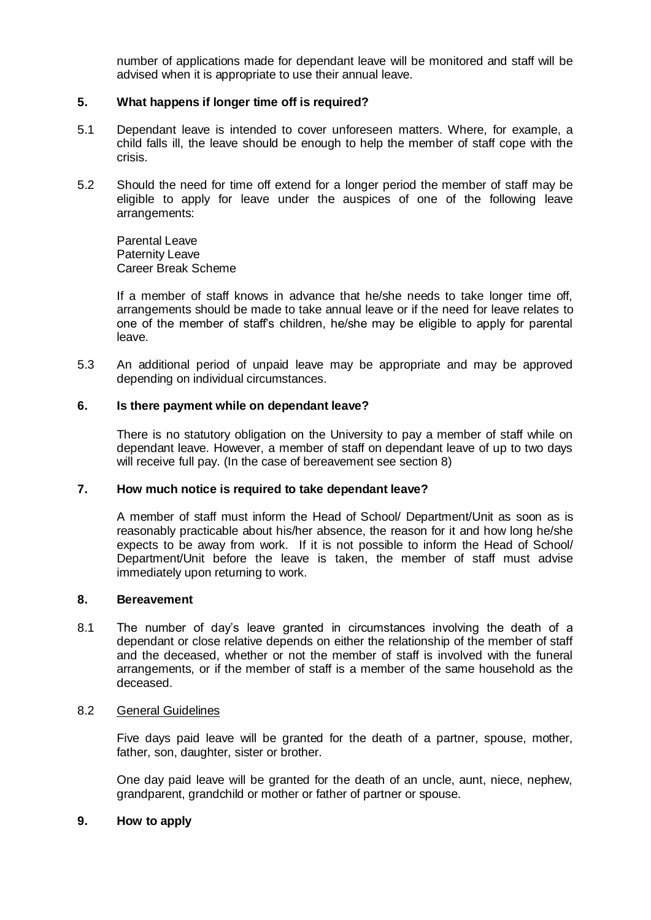number of applications made for dependant leave will be monitored and staff will be advised when it is appropriate to use their annual leave.

## 5. What happens if longer time off is required?

5.1 Dependant leave is intended to cover unforeseen matters. Where, for example, a child falls ill, the leave should be enough to help the member of staff cope with the crisis.

5.2 Should the need for time off extend for a longer period the member of staff may be eligible to apply for leave under the auspices of one of the following leave arrangements:

Parental Leave
Paternity Leave
Career Break Scheme

If a member of staff knows in advance that he/she needs to take longer time off, arrangements should be made to take annual leave or if the need for leave relates to one of the member of staff's children, he/she may be eligible to apply for parental leave.

5.3 An additional period of unpaid leave may be appropriate and may be approved depending on individual circumstances.

## 6. Is there payment while on dependant leave?

There is no statutory obligation on the University to pay a member of staff while on dependant leave. However, a member of staff on dependant leave of up to two days will receive full pay. (In the case of bereavement see section 8)

## 7. How much notice is required to take dependant leave?

A member of staff must inform the Head of School/ Department/Unit as soon as is reasonably practicable about his/her absence, the reason for it and how long he/she expects to be away from work. If it is not possible to inform the Head of School/ Department/Unit before the leave is taken, the member of staff must advise immediately upon returning to work.

## 8. Bereavement

8.1 The number of day's leave granted in circumstances involving the death of a dependant or close relative depends on either the relationship of the member of staff and the deceased, whether or not the member of staff is involved with the funeral arrangements, or if the member of staff is a member of the same household as the deceased.

8.2 General Guidelines

Five days paid leave will be granted for the death of a partner, spouse, mother, father, son, daughter, sister or brother.

One day paid leave will be granted for the death of an uncle, aunt, niece, nephew, grandparent, grandchild or mother or father of partner or spouse.

## 9. How to apply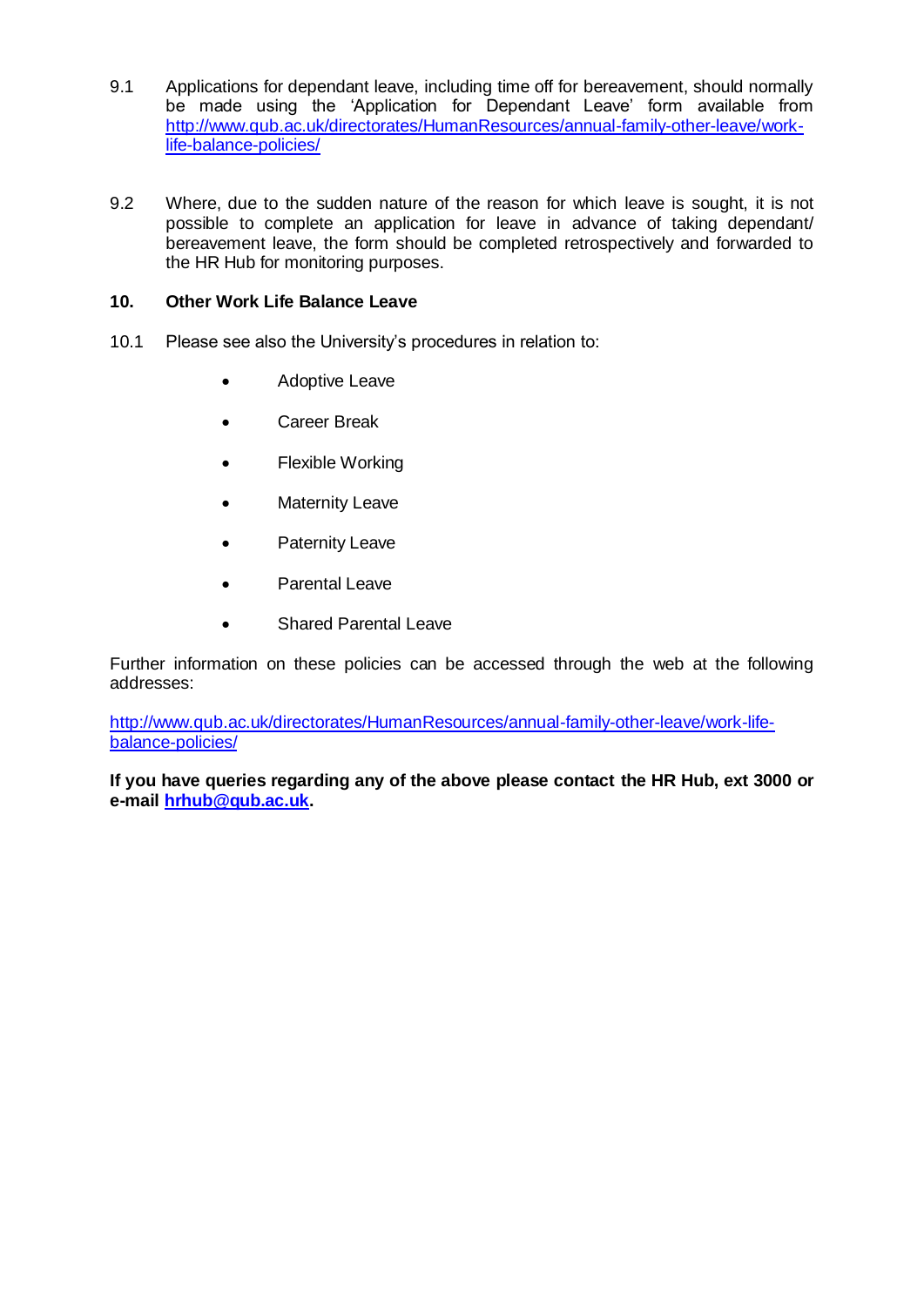9.1 Applications for dependant leave, including time off for bereavement, should normally be made using the 'Application for Dependant Leave' form available from [http://www.qub.ac.uk/directorates/HumanResources/annual-family-other-leave/work-life-balance-policies/](http://www.qub.ac.uk/directorates/HumanResources/annual-family-other-leave/work-life-balance-policies/)

9.2 Where, due to the sudden nature of the reason for which leave is sought, it is not possible to complete an application for leave in advance of taking dependant/ bereavement leave, the form should be completed retrospectively and forwarded to the HR Hub for monitoring purposes.

## 10. Other Work Life Balance Leave

10.1 Please see also the University's procedures in relation to:

- Adoptive Leave
- Career Break
- Flexible Working
- Maternity Leave
- Paternity Leave
- Parental Leave
- Shared Parental Leave

Further information on these policies can be accessed through the web at the following addresses:

[http://www.qub.ac.uk/directorates/HumanResources/annual-family-other-leave/work-life-balance-policies/](http://www.qub.ac.uk/directorates/HumanResources/annual-family-other-leave/work-life-balance-policies/)

**If you have queries regarding any of the above please contact the HR Hub, ext 3000 or e-mail [hrhub@qub.ac.uk](mailto:hrhub@qub.ac.uk).**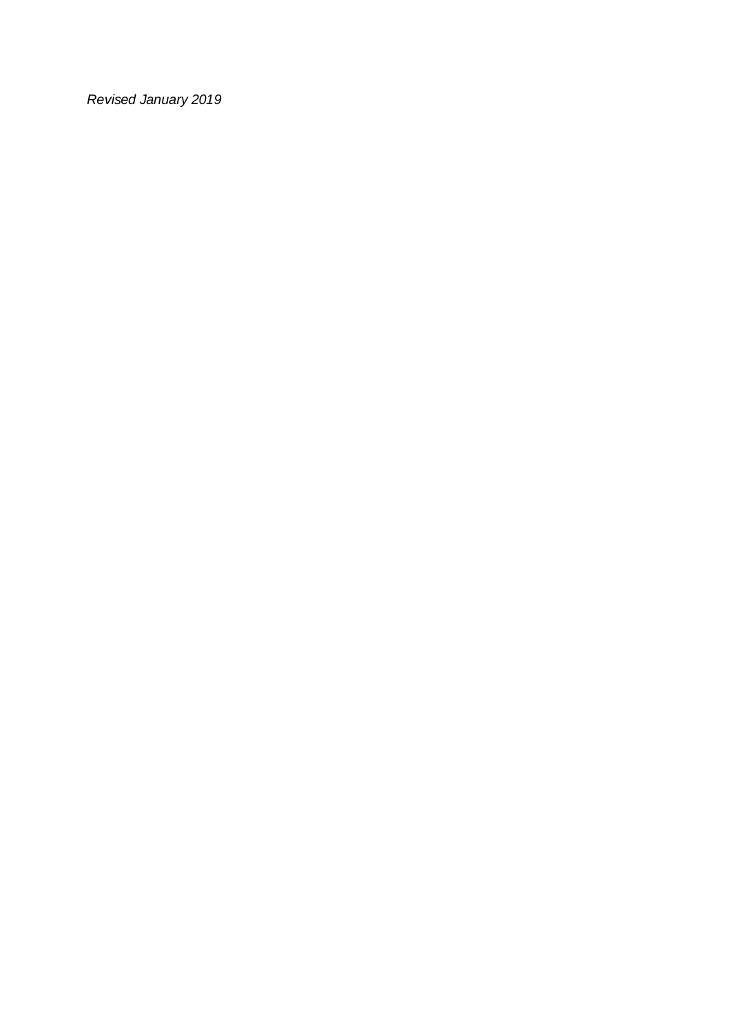*Revised January 2019*